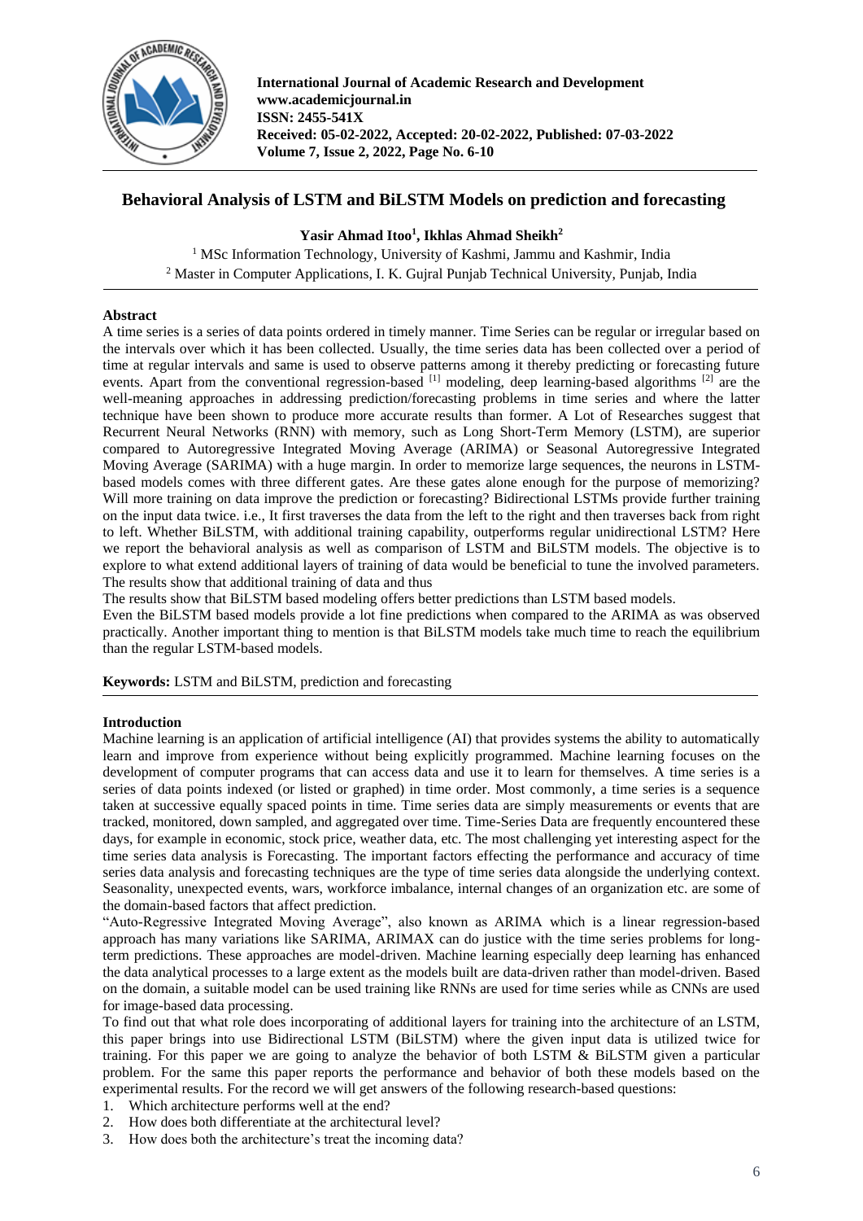# Behavioral Analysis of LSTM and BiLSTM Models on prediction and forecasting

**Yasir Ahmad Itoo[1], Ikhlas Ahmad Sheikh[2]**

[1] MSc Information Technology, University of Kashmi, Jammu and Kashmir, India
[2] Master in Computer Applications, I. K. Gujral Punjab Technical University, Punjab, India

**Abstract**

A time series is a series of data points ordered in timely manner. Time Series can be regular or irregular based on the intervals over which it has been collected. Usually, the time series data has been collected over a period of time at regular intervals and same is used to observe patterns among it thereby predicting or forecasting future events. Apart from the conventional regression-based [1] modeling, deep learning-based algorithms [2] are the well-meaning approaches in addressing prediction/forecasting problems in time series and where the latter technique have been shown to produce more accurate results than former. A Lot of Researches suggest that Recurrent Neural Networks (RNN) with memory, such as Long Short-Term Memory (LSTM), are superior compared to Autoregressive Integrated Moving Average (ARIMA) or Seasonal Autoregressive Integrated Moving Average (SARIMA) with a huge margin. In order to memorize large sequences, the neurons in LSTM-based models comes with three different gates. Are these gates alone enough for the purpose of memorizing? Will more training on data improve the prediction or forecasting? Bidirectional LSTMs provide further training on the input data twice. i.e., It first traverses the data from the left to the right and then traverses back from right to left. Whether BiLSTM, with additional training capability, outperforms regular unidirectional LSTM? Here we report the behavioral analysis as well as comparison of LSTM and BiLSTM models. The objective is to explore to what extend additional layers of training of data would be beneficial to tune the involved parameters. The results show that additional training of data and thus

The results show that BiLSTM based modeling offers better predictions than LSTM based models.

Even the BiLSTM based models provide a lot fine predictions when compared to the ARIMA as was observed practically. Another important thing to mention is that BiLSTM models take much time to reach the equilibrium than the regular LSTM-based models.

**Keywords:** LSTM and BiLSTM, prediction and forecasting

## Introduction

Machine learning is an application of artificial intelligence (AI) that provides systems the ability to automatically learn and improve from experience without being explicitly programmed. Machine learning focuses on the development of computer programs that can access data and use it to learn for themselves. A time series is a series of data points indexed (or listed or graphed) in time order. Most commonly, a time series is a sequence taken at successive equally spaced points in time. Time series data are simply measurements or events that are tracked, monitored, down sampled, and aggregated over time. Time-Series Data are frequently encountered these days, for example in economic, stock price, weather data, etc. The most challenging yet interesting aspect for the time series data analysis is Forecasting. The important factors effecting the performance and accuracy of time series data analysis and forecasting techniques are the type of time series data alongside the underlying context. Seasonality, unexpected events, wars, workforce imbalance, internal changes of an organization etc. are some of the domain-based factors that affect prediction.

"Auto-Regressive Integrated Moving Average", also known as ARIMA which is a linear regression-based approach has many variations like SARIMA, ARIMAX can do justice with the time series problems for long-term predictions. These approaches are model-driven. Machine learning especially deep learning has enhanced the data analytical processes to a large extent as the models built are data-driven rather than model-driven. Based on the domain, a suitable model can be used training like RNNs are used for time series while as CNNs are used for image-based data processing.

To find out that what role does incorporating of additional layers for training into the architecture of an LSTM, this paper brings into use Bidirectional LSTM (BiLSTM) where the given input data is utilized twice for training. For this paper we are going to analyze the behavior of both LSTM & BiLSTM given a particular problem. For the same this paper reports the performance and behavior of both these models based on the experimental results. For the record we will get answers of the following research-based questions:

1. Which architecture performs well at the end?
2. How does both differentiate at the architectural level?
3. How does both the architecture's treat the incoming data?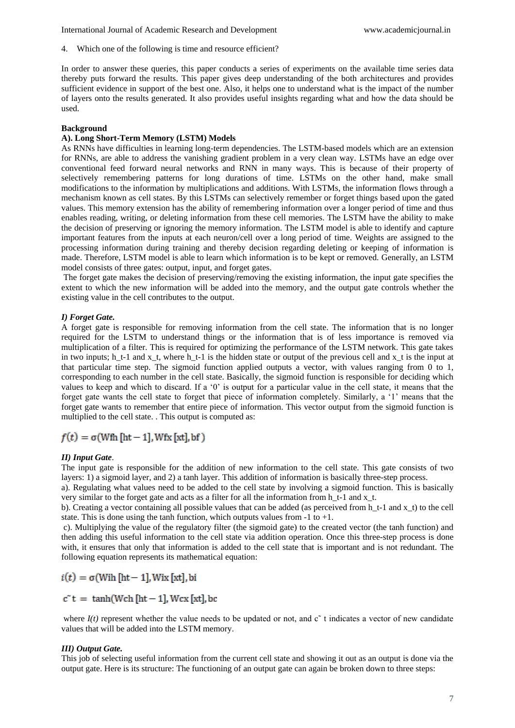4. Which one of the following is time and resource efficient?

In order to answer these queries, this paper conducts a series of experiments on the available time series data thereby puts forward the results. This paper gives deep understanding of the both architectures and provides sufficient evidence in support of the best one. Also, it helps one to understand what is the impact of the number of layers onto the results generated. It also provides useful insights regarding what and how the data should be used.

## Background

### A). Long Short-Term Memory (LSTM) Models

As RNNs have difficulties in learning long-term dependencies. The LSTM-based models which are an extension for RNNs, are able to address the vanishing gradient problem in a very clean way. LSTMs have an edge over conventional feed forward neural networks and RNN in many ways. This is because of their property of selectively remembering patterns for long durations of time. LSTMs on the other hand, make small modifications to the information by multiplications and additions. With LSTMs, the information flows through a mechanism known as cell states. By this LSTMs can selectively remember or forget things based upon the gated values. This memory extension has the ability of remembering information over a longer period of time and thus enables reading, writing, or deleting information from these cell memories. The LSTM have the ability to make the decision of preserving or ignoring the memory information. The LSTM model is able to identify and capture important features from the inputs at each neuron/cell over a long period of time. Weights are assigned to the processing information during training and thereby decision regarding deleting or keeping of information is made. Therefore, LSTM model is able to learn which information is to be kept or removed. Generally, an LSTM model consists of three gates: output, input, and forget gates.

The forget gate makes the decision of preserving/removing the existing information, the input gate specifies the extent to which the new information will be added into the memory, and the output gate controls whether the existing value in the cell contributes to the output.

#### *I) Forget Gate.*

A forget gate is responsible for removing information from the cell state. The information that is no longer required for the LSTM to understand things or the information that is of less importance is removed via multiplication of a filter. This is required for optimizing the performance of the LSTM network. This gate takes in two inputs; h_t-1 and x_t, where h_t-1 is the hidden state or output of the previous cell and x_t is the input at that particular time step. The sigmoid function applied outputs a vector, with values ranging from 0 to 1, corresponding to each number in the cell state. Basically, the sigmoid function is responsible for deciding which values to keep and which to discard. If a '0' is output for a particular value in the cell state, it means that the forget gate wants the cell state to forget that piece of information completely. Similarly, a '1' means that the forget gate wants to remember that entire piece of information. This vector output from the sigmoid function is multiplied to the cell state. . This output is computed as:

$$f(t) = \sigma(\text{Wfh}\,[\text{ht}-1], \text{Wfx}\,[\text{xt}], \text{bf}\,)$$

#### *II) Input Gate*.

The input gate is responsible for the addition of new information to the cell state. This gate consists of two layers: 1) a sigmoid layer, and 2) a tanh layer. This addition of information is basically three-step process.

a). Regulating what values need to be added to the cell state by involving a sigmoid function. This is basically very similar to the forget gate and acts as a filter for all the information from h_t-1 and x_t.

b). Creating a vector containing all possible values that can be added (as perceived from h_t-1 and x_t) to the cell state. This is done using the tanh function, which outputs values from -1 to +1.

c). Multiplying the value of the regulatory filter (the sigmoid gate) to the created vector (the tanh function) and then adding this useful information to the cell state via addition operation. Once this three-step process is done with, it ensures that only that information is added to the cell state that is important and is not redundant. The following equation represents its mathematical equation:

$$i(t) = \sigma(\text{Wih}\,[\text{ht}-1], \text{Wix}\,[\text{xt}], \text{bi}$$

$$\tilde{c}\,t = \tanh(\text{Wch}\,[\text{ht}-1], \text{Wcx}\,[\text{xt}], \text{bc}$$

where $I(t)$ represent whether the value needs to be updated or not, and c˜ t indicates a vector of new candidate values that will be added into the LSTM memory.

#### *III) Output Gate.*

This job of selecting useful information from the current cell state and showing it out as an output is done via the output gate. Here is its structure: The functioning of an output gate can again be broken down to three steps: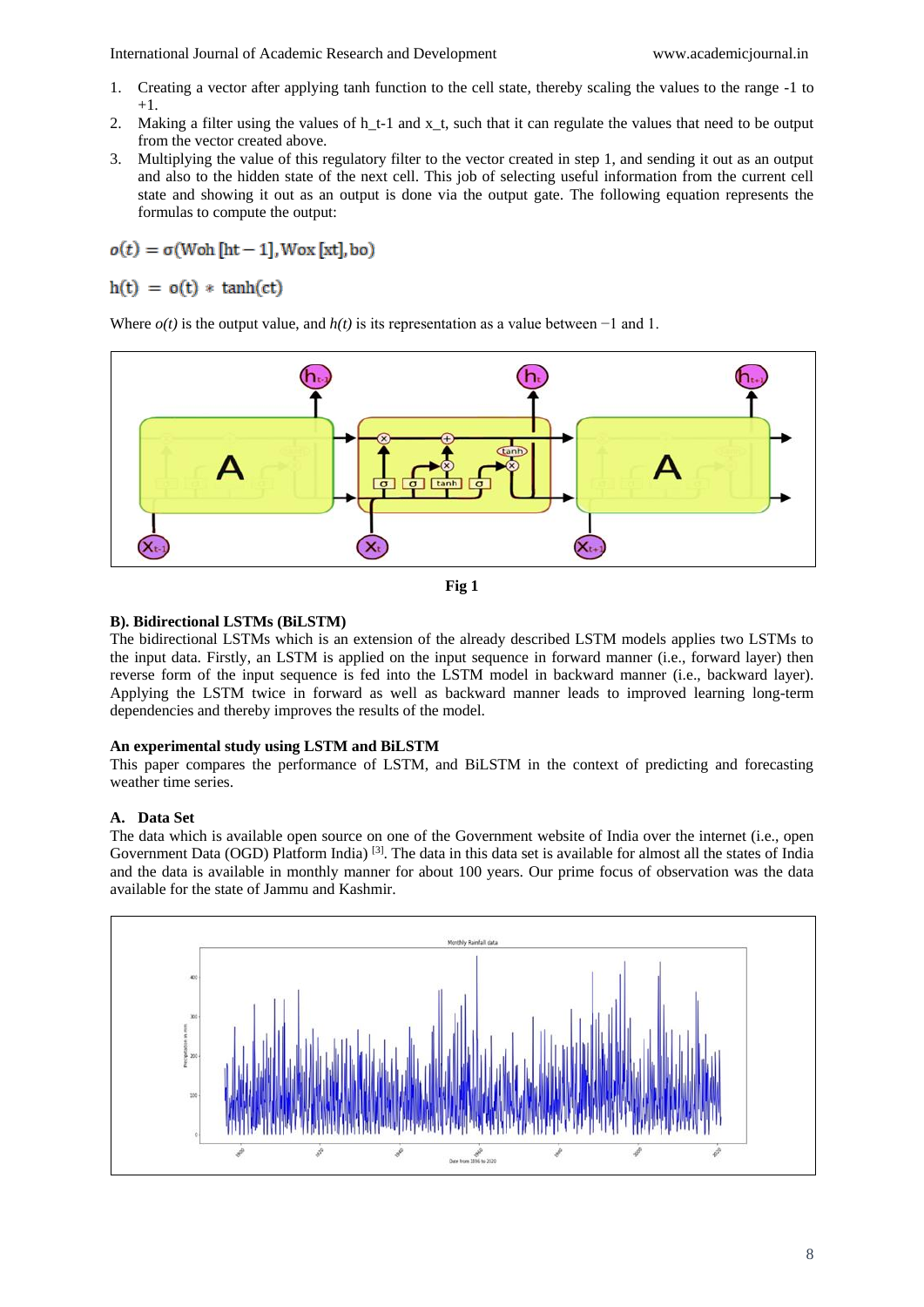1. Creating a vector after applying tanh function to the cell state, thereby scaling the values to the range -1 to +1.
2. Making a filter using the values of h_t-1 and x_t, such that it can regulate the values that need to be output from the vector created above.
3. Multiplying the value of this regulatory filter to the vector created in step 1, and sending it out as an output and also to the hidden state of the next cell. This job of selecting useful information from the current cell state and showing it out as an output is done via the output gate. The following equation represents the formulas to compute the output:

$$o(t) = \sigma(Woh\,[ht-1], Wox\,[xt], bo)$$

$$h(t) = o(t) * \tanh(ct)$$

Where *o(t)* is the output value, and *h(t)* is its representation as a value between −1 and 1.

**Fig 1**

**B). Bidirectional LSTMs (BiLSTM)**

The bidirectional LSTMs which is an extension of the already described LSTM models applies two LSTMs to the input data. Firstly, an LSTM is applied on the input sequence in forward manner (i.e., forward layer) then reverse form of the input sequence is fed into the LSTM model in backward manner (i.e., backward layer). Applying the LSTM twice in forward as well as backward manner leads to improved learning long-term dependencies and thereby improves the results of the model.

**An experimental study using LSTM and BiLSTM**

This paper compares the performance of LSTM, and BiLSTM in the context of predicting and forecasting weather time series.

**A. Data Set**

The data which is available open source on one of the Government website of India over the internet (i.e., open Government Data (OGD) Platform India) [3]. The data in this data set is available for almost all the states of India and the data is available in monthly manner for about 100 years. Our prime focus of observation was the data available for the state of Jammu and Kashmir.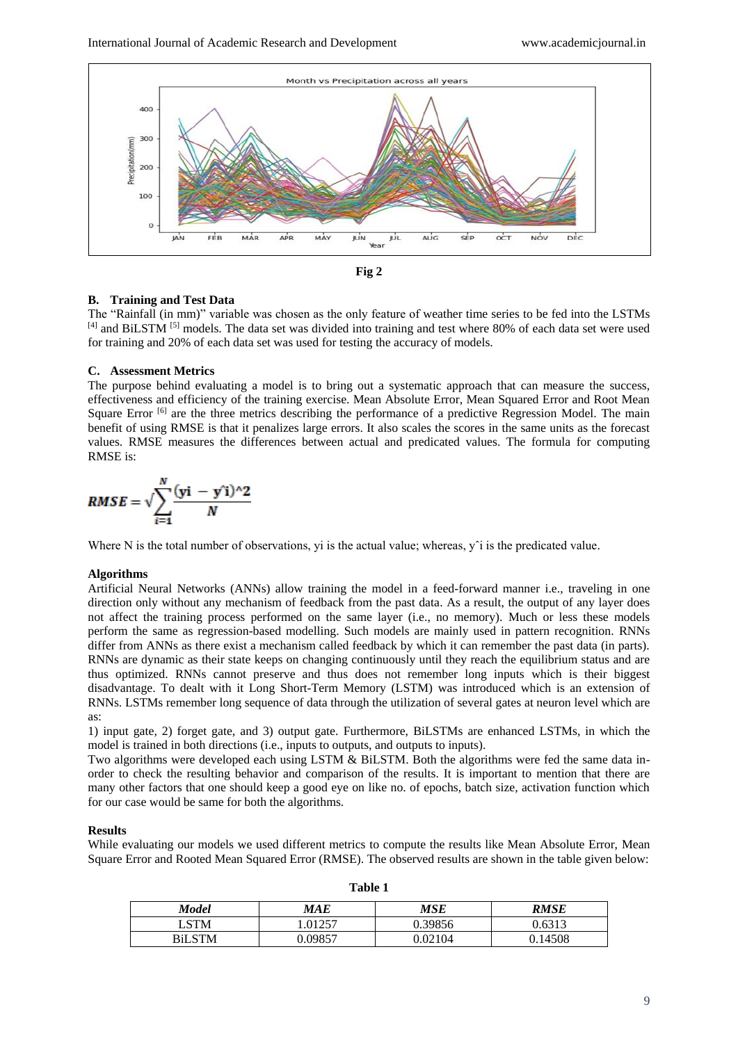Fig 2

### B. Training and Test Data

The "Rainfall (in mm)" variable was chosen as the only feature of weather time series to be fed into the LSTMs [4] and BiLSTM [5] models. The data set was divided into training and test where 80% of each data set were used for training and 20% of each data set was used for testing the accuracy of models.

### C. Assessment Metrics

The purpose behind evaluating a model is to bring out a systematic approach that can measure the success, effectiveness and efficiency of the training exercise. Mean Absolute Error, Mean Squared Error and Root Mean Square Error [6] are the three metrics describing the performance of a predictive Regression Model. The main benefit of using RMSE is that it penalizes large errors. It also scales the scores in the same units as the forecast values. RMSE measures the differences between actual and predicated values. The formula for computing RMSE is:

$$RMSE = \sqrt{\sum_{i=1}^{N} \frac{(yi - \hat{y}i)^2}{N}}$$

Where N is the total number of observations, yi is the actual value; whereas, yˆi is the predicated value.

### Algorithms

Artificial Neural Networks (ANNs) allow training the model in a feed-forward manner i.e., traveling in one direction only without any mechanism of feedback from the past data. As a result, the output of any layer does not affect the training process performed on the same layer (i.e., no memory). Much or less these models perform the same as regression-based modelling. Such models are mainly used in pattern recognition. RNNs differ from ANNs as there exist a mechanism called feedback by which it can remember the past data (in parts). RNNs are dynamic as their state keeps on changing continuously until they reach the equilibrium status and are thus optimized. RNNs cannot preserve and thus does not remember long inputs which is their biggest disadvantage. To dealt with it Long Short-Term Memory (LSTM) was introduced which is an extension of RNNs. LSTMs remember long sequence of data through the utilization of several gates at neuron level which are as:

1) input gate, 2) forget gate, and 3) output gate. Furthermore, BiLSTMs are enhanced LSTMs, in which the model is trained in both directions (i.e., inputs to outputs, and outputs to inputs).

Two algorithms were developed each using LSTM & BiLSTM. Both the algorithms were fed the same data in-order to check the resulting behavior and comparison of the results. It is important to mention that there are many other factors that one should keep a good eye on like no. of epochs, batch size, activation function which for our case would be same for both the algorithms.

### Results

While evaluating our models we used different metrics to compute the results like Mean Absolute Error, Mean Square Error and Rooted Mean Squared Error (RMSE). The observed results are shown in the table given below:

**Table 1**

| *Model* | *MAE* | *MSE* | *RMSE* |
|---|---|---|---|
| LSTM | 1.01257 | 0.39856 | 0.6313 |
| BiLSTM | 0.09857 | 0.02104 | 0.14508 |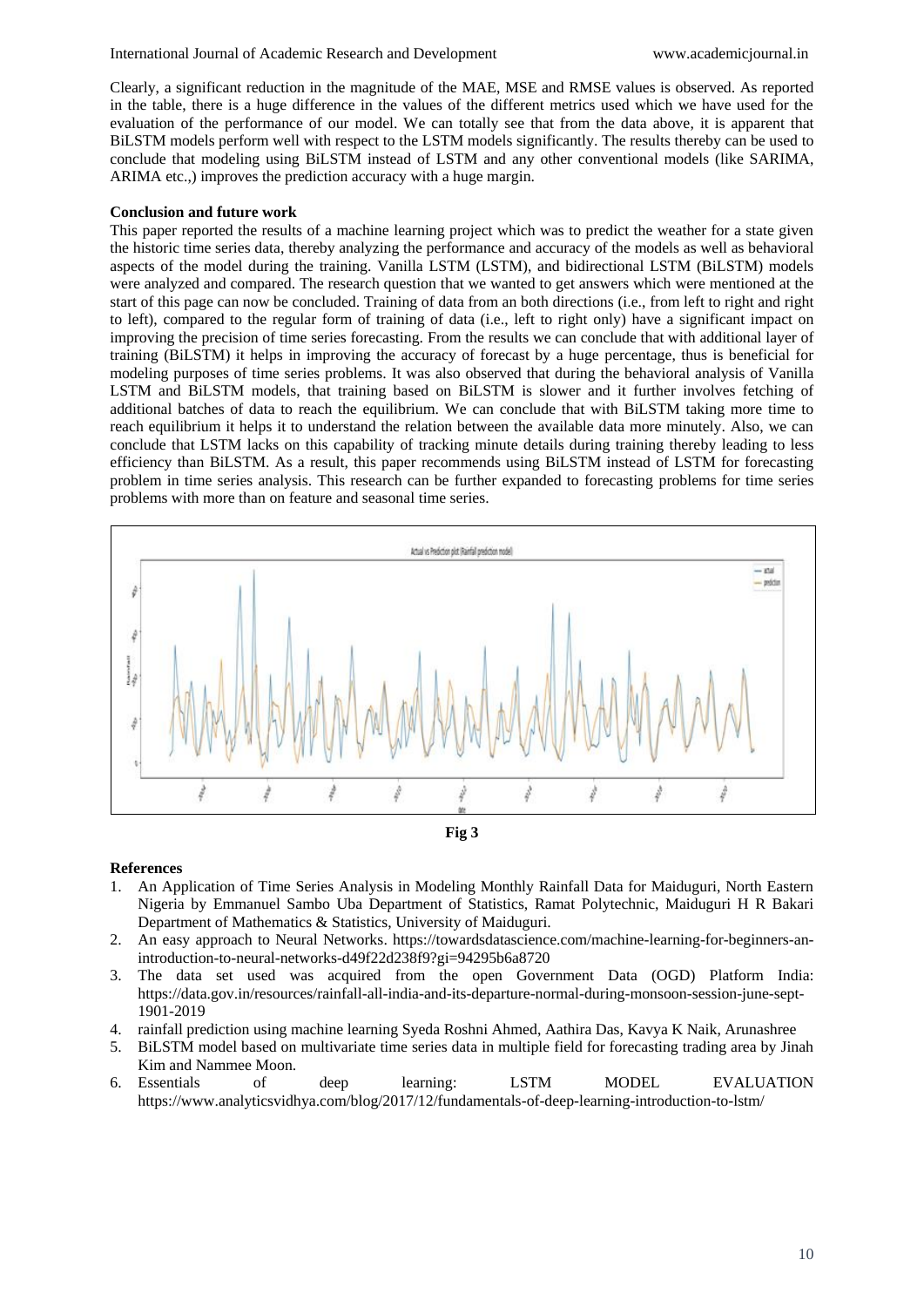Clearly, a significant reduction in the magnitude of the MAE, MSE and RMSE values is observed. As reported in the table, there is a huge difference in the values of the different metrics used which we have used for the evaluation of the performance of our model. We can totally see that from the data above, it is apparent that BiLSTM models perform well with respect to the LSTM models significantly. The results thereby can be used to conclude that modeling using BiLSTM instead of LSTM and any other conventional models (like SARIMA, ARIMA etc.,) improves the prediction accuracy with a huge margin.

**Conclusion and future work**

This paper reported the results of a machine learning project which was to predict the weather for a state given the historic time series data, thereby analyzing the performance and accuracy of the models as well as behavioral aspects of the model during the training. Vanilla LSTM (LSTM), and bidirectional LSTM (BiLSTM) models were analyzed and compared. The research question that we wanted to get answers which were mentioned at the start of this page can now be concluded. Training of data from an both directions (i.e., from left to right and right to left), compared to the regular form of training of data (i.e., left to right only) have a significant impact on improving the precision of time series forecasting. From the results we can conclude that with additional layer of training (BiLSTM) it helps in improving the accuracy of forecast by a huge percentage, thus is beneficial for modeling purposes of time series problems. It was also observed that during the behavioral analysis of Vanilla LSTM and BiLSTM models, that training based on BiLSTM is slower and it further involves fetching of additional batches of data to reach the equilibrium. We can conclude that with BiLSTM taking more time to reach equilibrium it helps it to understand the relation between the available data more minutely. Also, we can conclude that LSTM lacks on this capability of tracking minute details during training thereby leading to less efficiency than BiLSTM. As a result, this paper recommends using BiLSTM instead of LSTM for forecasting problem in time series analysis. This research can be further expanded to forecasting problems for time series problems with more than on feature and seasonal time series.

Actual vs Prediction plot (Rainfall prediction model)

actual
prediction

Rainfall

date

**Fig 3**

**References**

1. An Application of Time Series Analysis in Modeling Monthly Rainfall Data for Maiduguri, North Eastern Nigeria by Emmanuel Sambo Uba Department of Statistics, Ramat Polytechnic, Maiduguri H R Bakari Department of Mathematics & Statistics, University of Maiduguri.
2. An easy approach to Neural Networks. https://towardsdatascience.com/machine-learning-for-beginners-an-introduction-to-neural-networks-d49f22d238f9?gi=94295b6a8720
3. The data set used was acquired from the open Government Data (OGD) Platform India: https://data.gov.in/resources/rainfall-all-india-and-its-departure-normal-during-monsoon-session-june-sept-1901-2019
4. rainfall prediction using machine learning Syeda Roshni Ahmed, Aathira Das, Kavya K Naik, Arunashree
5. BiLSTM model based on multivariate time series data in multiple field for forecasting trading area by Jinah Kim and Nammee Moon.
6. Essentials of deep learning: LSTM MODEL EVALUATION https://www.analyticsvidhya.com/blog/2017/12/fundamentals-of-deep-learning-introduction-to-lstm/